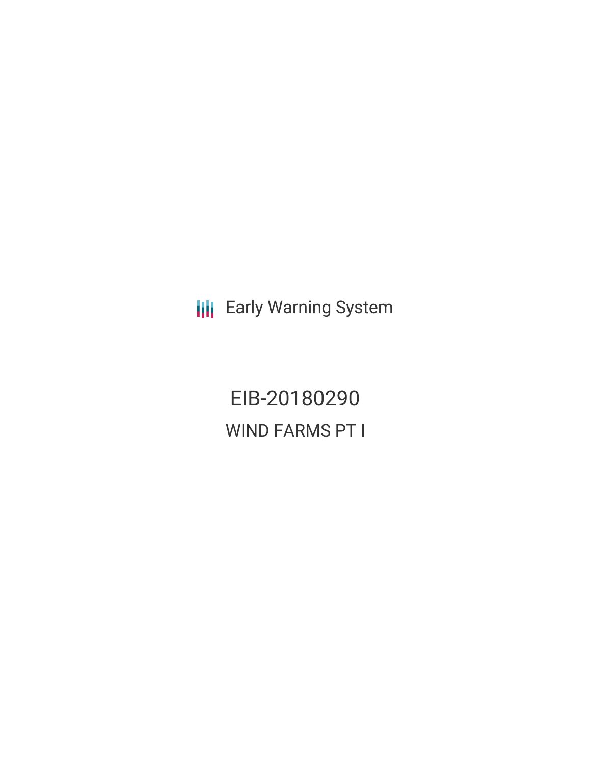Early Warning System

# EIB-20180290

## WIND FARMS PT I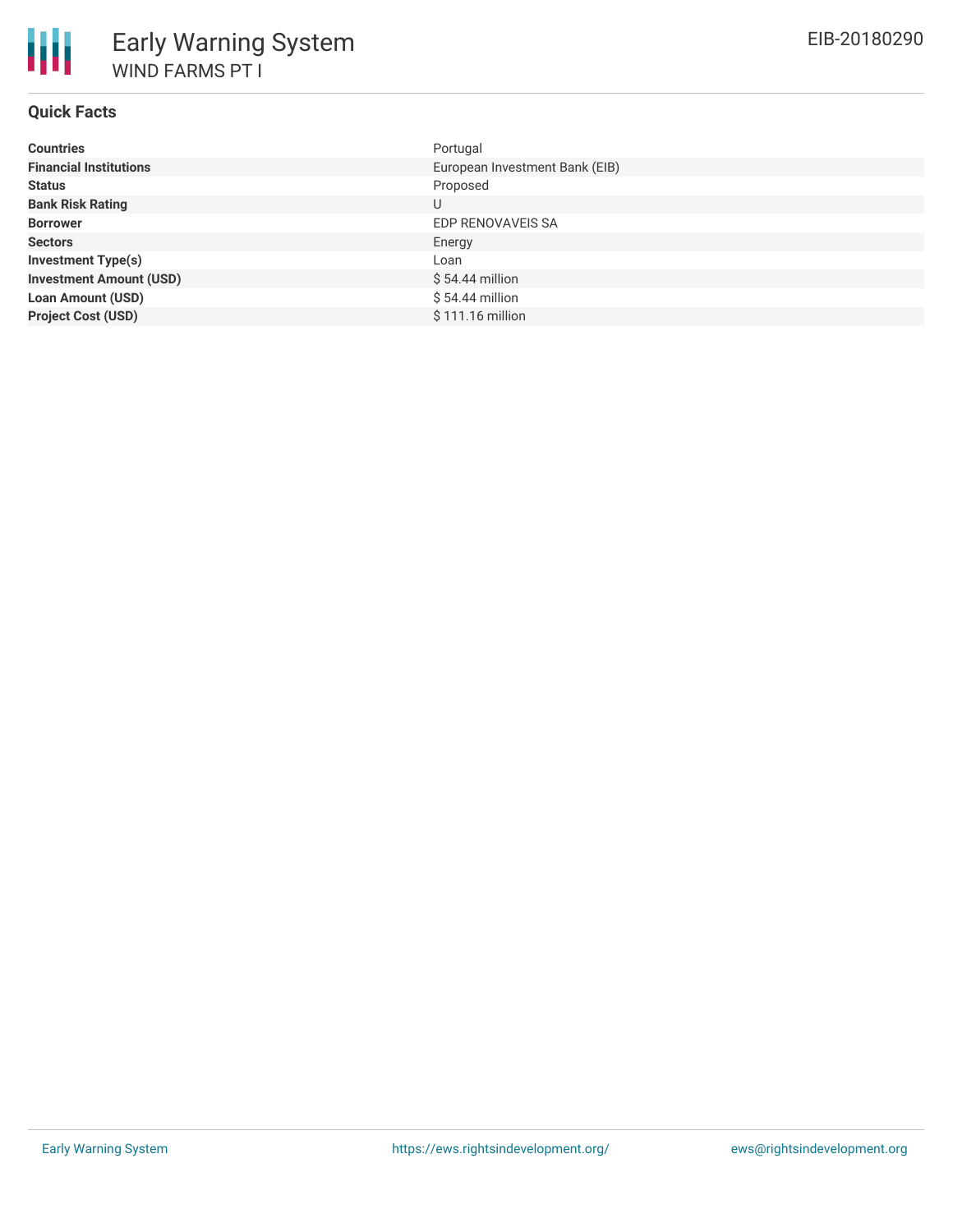# Early Warning System

## WIND FARMS PT I

EIB-20180290

### Quick Facts

| | |
|---|---|
| **Countries** | Portugal |
| **Financial Institutions** | European Investment Bank (EIB) |
| **Status** | Proposed |
| **Bank Risk Rating** | U |
| **Borrower** | EDP RENOVAVEIS SA |
| **Sectors** | Energy |
| **Investment Type(s)** | Loan |
| **Investment Amount (USD)** | $ 54.44 million |
| **Loan Amount (USD)** | $ 54.44 million |
| **Project Cost (USD)** | $ 111.16 million |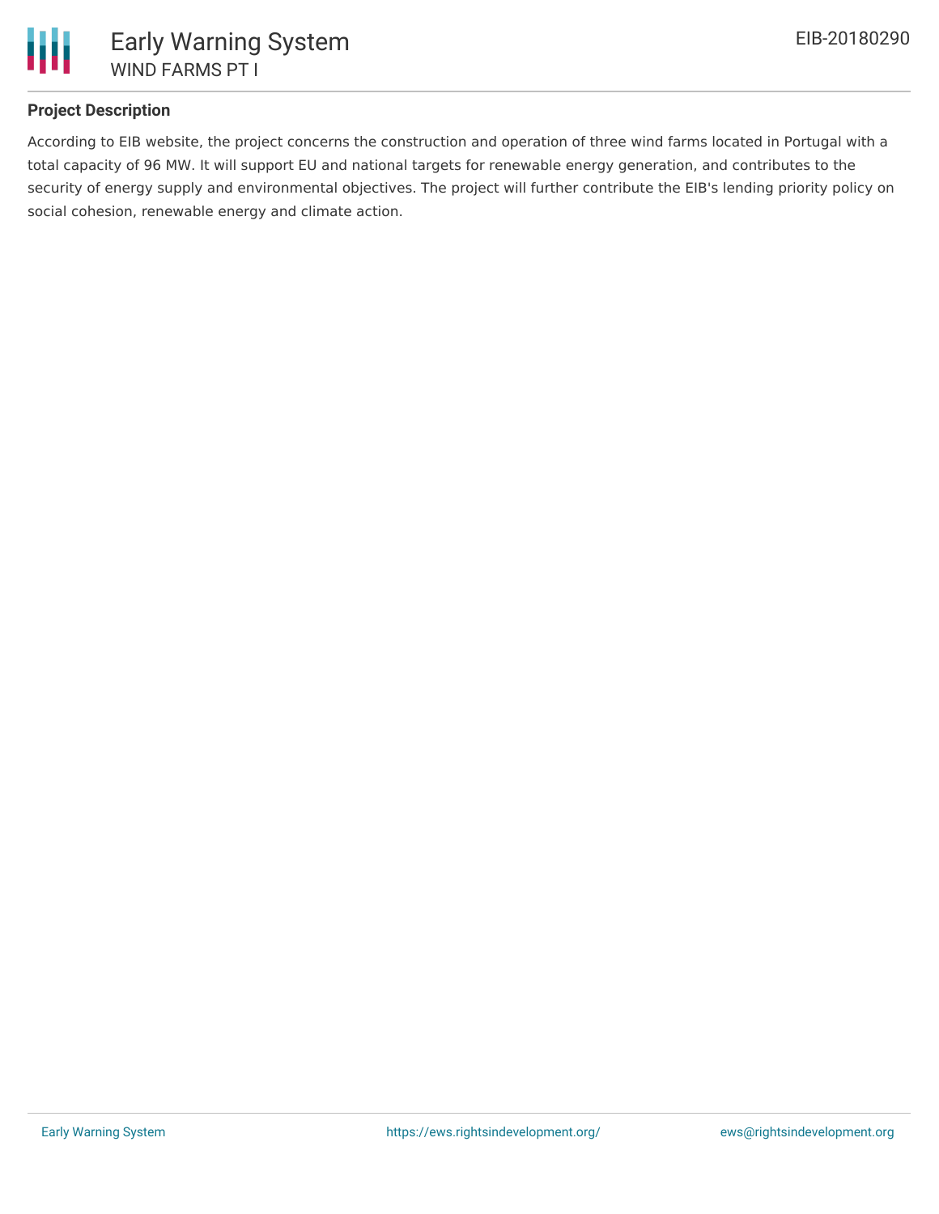## Project Description

According to EIB website, the project concerns the construction and operation of three wind farms located in Portugal with a total capacity of 96 MW. It will support EU and national targets for renewable energy generation, and contributes to the security of energy supply and environmental objectives. The project will further contribute the EIB's lending priority policy on social cohesion, renewable energy and climate action.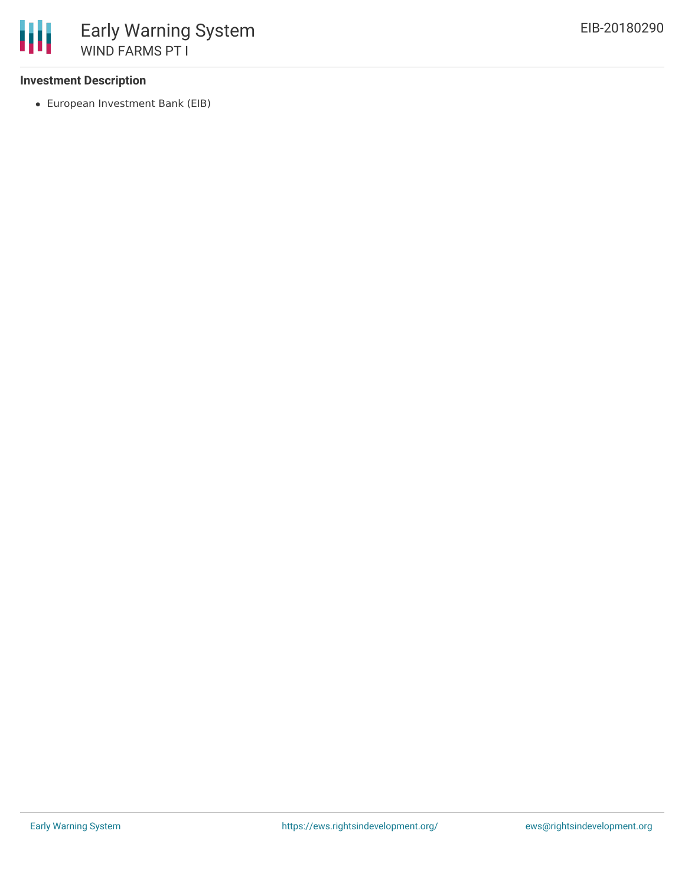### Investment Description

- European Investment Bank (EIB)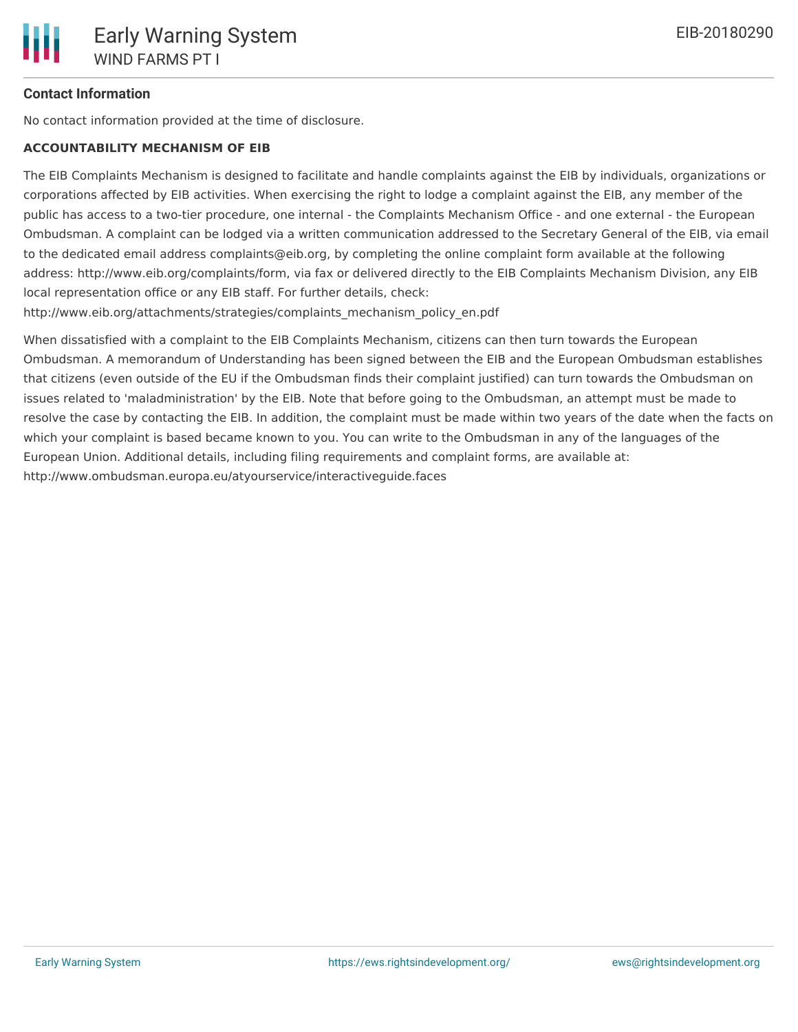**Contact Information**

No contact information provided at the time of disclosure.

**ACCOUNTABILITY MECHANISM OF EIB**

The EIB Complaints Mechanism is designed to facilitate and handle complaints against the EIB by individuals, organizations or corporations affected by EIB activities. When exercising the right to lodge a complaint against the EIB, any member of the public has access to a two-tier procedure, one internal - the Complaints Mechanism Office - and one external - the European Ombudsman. A complaint can be lodged via a written communication addressed to the Secretary General of the EIB, via email to the dedicated email address complaints@eib.org, by completing the online complaint form available at the following address: http://www.eib.org/complaints/form, via fax or delivered directly to the EIB Complaints Mechanism Division, any EIB local representation office or any EIB staff. For further details, check: http://www.eib.org/attachments/strategies/complaints_mechanism_policy_en.pdf

When dissatisfied with a complaint to the EIB Complaints Mechanism, citizens can then turn towards the European Ombudsman. A memorandum of Understanding has been signed between the EIB and the European Ombudsman establishes that citizens (even outside of the EU if the Ombudsman finds their complaint justified) can turn towards the Ombudsman on issues related to 'maladministration' by the EIB. Note that before going to the Ombudsman, an attempt must be made to resolve the case by contacting the EIB. In addition, the complaint must be made within two years of the date when the facts on which your complaint is based became known to you. You can write to the Ombudsman in any of the languages of the European Union. Additional details, including filing requirements and complaint forms, are available at: http://www.ombudsman.europa.eu/atyourservice/interactiveguide.faces